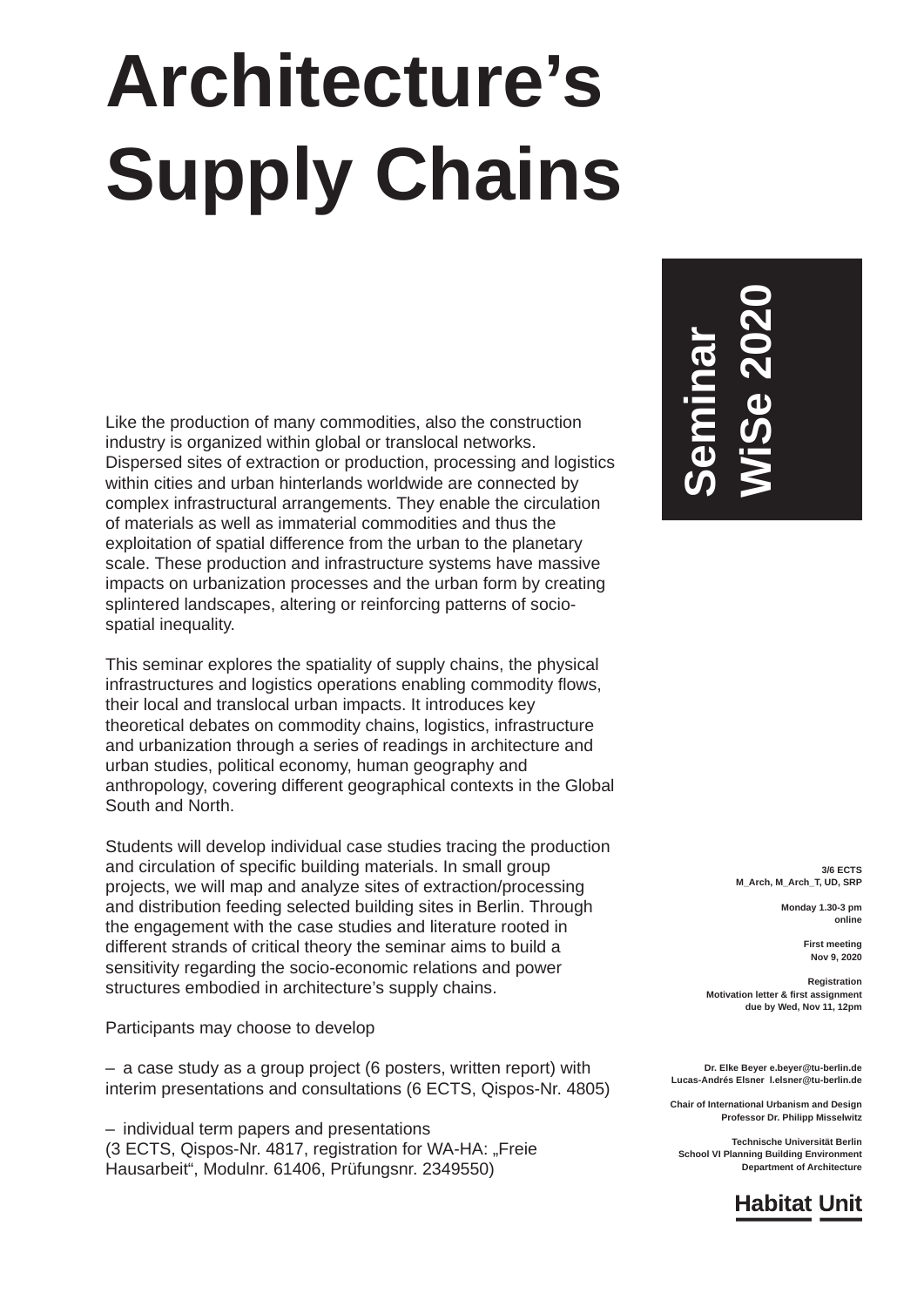# Architecture's Supply Chains

**Seminar WiSe 2020**

Like the production of many commodities, also the construction industry is organized within global or translocal networks. Dispersed sites of extraction or production, processing and logistics within cities and urban hinterlands worldwide are connected by complex infrastructural arrangements. They enable the circulation of materials as well as immaterial commodities and thus the exploitation of spatial difference from the urban to the planetary scale. These production and infrastructure systems have massive impacts on urbanization processes and the urban form by creating splintered landscapes, altering or reinforcing patterns of socio-spatial inequality.

This seminar explores the spatiality of supply chains, the physical infrastructures and logistics operations enabling commodity flows, their local and translocal urban impacts. It introduces key theoretical debates on commodity chains, logistics, infrastructure and urbanization through a series of readings in architecture and urban studies, political economy, human geography and anthropology, covering different geographical contexts in the Global South and North.

Students will develop individual case studies tracing the production and circulation of specific building materials. In small group projects, we will map and analyze sites of extraction/processing and distribution feeding selected building sites in Berlin. Through the engagement with the case studies and literature rooted in different strands of critical theory the seminar aims to build a sensitivity regarding the socio-economic relations and power structures embodied in architecture's supply chains.

Participants may choose to develop

– a case study as a group project (6 posters, written report) with interim presentations and consultations (6 ECTS, Qispos-Nr. 4805)

– individual term papers and presentations (3 ECTS, Qispos-Nr. 4817, registration for WA-HA: „Freie Hausarbeit", Modulnr. 61406, Prüfungsnr. 2349550)

**3/6 ECTS**
**M_Arch, M_Arch_T, UD, SRP**

**Monday 1.30-3 pm**
**online**

**First meeting**
**Nov 9, 2020**

**Registration**
**Motivation letter & first assignment due by Wed, Nov 11, 12pm**

**Dr. Elke Beyer e.beyer@tu-berlin.de**
**Lucas-Andrés Elsner l.elsner@tu-berlin.de**

**Chair of International Urbanism and Design**
**Professor Dr. Philipp Misselwitz**

**Technische Universität Berlin**
**School VI Planning Building Environment**
**Department of Architecture**

**Habitat Unit**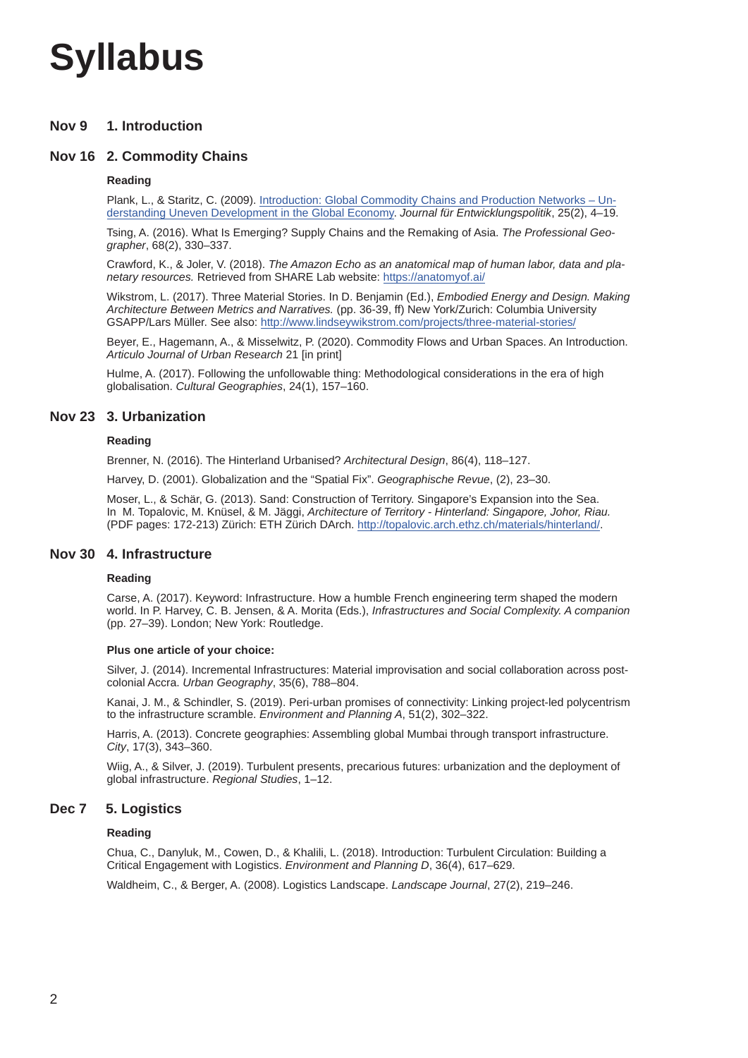# Syllabus

## Nov 9 1. Introduction

## Nov 16 2. Commodity Chains

**Reading**

Plank, L., & Staritz, C. (2009). Introduction: Global Commodity Chains and Production Networks – Understanding Uneven Development in the Global Economy. *Journal für Entwicklungspolitik*, 25(2), 4–19.

Tsing, A. (2016). What Is Emerging? Supply Chains and the Remaking of Asia. *The Professional Geographer*, 68(2), 330–337.

Crawford, K., & Joler, V. (2018). *The Amazon Echo as an anatomical map of human labor, data and planetary resources.* Retrieved from SHARE Lab website: https://anatomyof.ai/

Wikstrom, L. (2017). Three Material Stories. In D. Benjamin (Ed.), *Embodied Energy and Design. Making Architecture Between Metrics and Narratives.* (pp. 36-39, ff) New York/Zurich: Columbia University GSAPP/Lars Müller. See also: http://www.lindseywikstrom.com/projects/three-material-stories/

Beyer, E., Hagemann, A., & Misselwitz, P. (2020). Commodity Flows and Urban Spaces. An Introduction. *Articulo Journal of Urban Research* 21 [in print]

Hulme, A. (2017). Following the unfollowable thing: Methodological considerations in the era of high globalisation. *Cultural Geographies*, 24(1), 157–160.

## Nov 23 3. Urbanization

**Reading**

Brenner, N. (2016). The Hinterland Urbanised? *Architectural Design*, 86(4), 118–127.

Harvey, D. (2001). Globalization and the "Spatial Fix". *Geographische Revue*, (2), 23–30.

Moser, L., & Schär, G. (2013). Sand: Construction of Territory. Singapore's Expansion into the Sea. In M. Topalovic, M. Knüsel, & M. Jäggi, *Architecture of Territory - Hinterland: Singapore, Johor, Riau.* (PDF pages: 172-213) Zürich: ETH Zürich DArch. http://topalovic.arch.ethz.ch/materials/hinterland/.

## Nov 30 4. Infrastructure

**Reading**

Carse, A. (2017). Keyword: Infrastructure. How a humble French engineering term shaped the modern world. In P. Harvey, C. B. Jensen, & A. Morita (Eds.), *Infrastructures and Social Complexity. A companion* (pp. 27–39). London; New York: Routledge.

**Plus one article of your choice:**

Silver, J. (2014). Incremental Infrastructures: Material improvisation and social collaboration across post-colonial Accra. *Urban Geography*, 35(6), 788–804.

Kanai, J. M., & Schindler, S. (2019). Peri-urban promises of connectivity: Linking project-led polycentrism to the infrastructure scramble. *Environment and Planning A*, 51(2), 302–322.

Harris, A. (2013). Concrete geographies: Assembling global Mumbai through transport infrastructure. *City*, 17(3), 343–360.

Wiig, A., & Silver, J. (2019). Turbulent presents, precarious futures: urbanization and the deployment of global infrastructure. *Regional Studies*, 1–12.

## Dec 7 5. Logistics

**Reading**

Chua, C., Danyluk, M., Cowen, D., & Khalili, L. (2018). Introduction: Turbulent Circulation: Building a Critical Engagement with Logistics. *Environment and Planning D*, 36(4), 617–629.

Waldheim, C., & Berger, A. (2008). Logistics Landscape. *Landscape Journal*, 27(2), 219–246.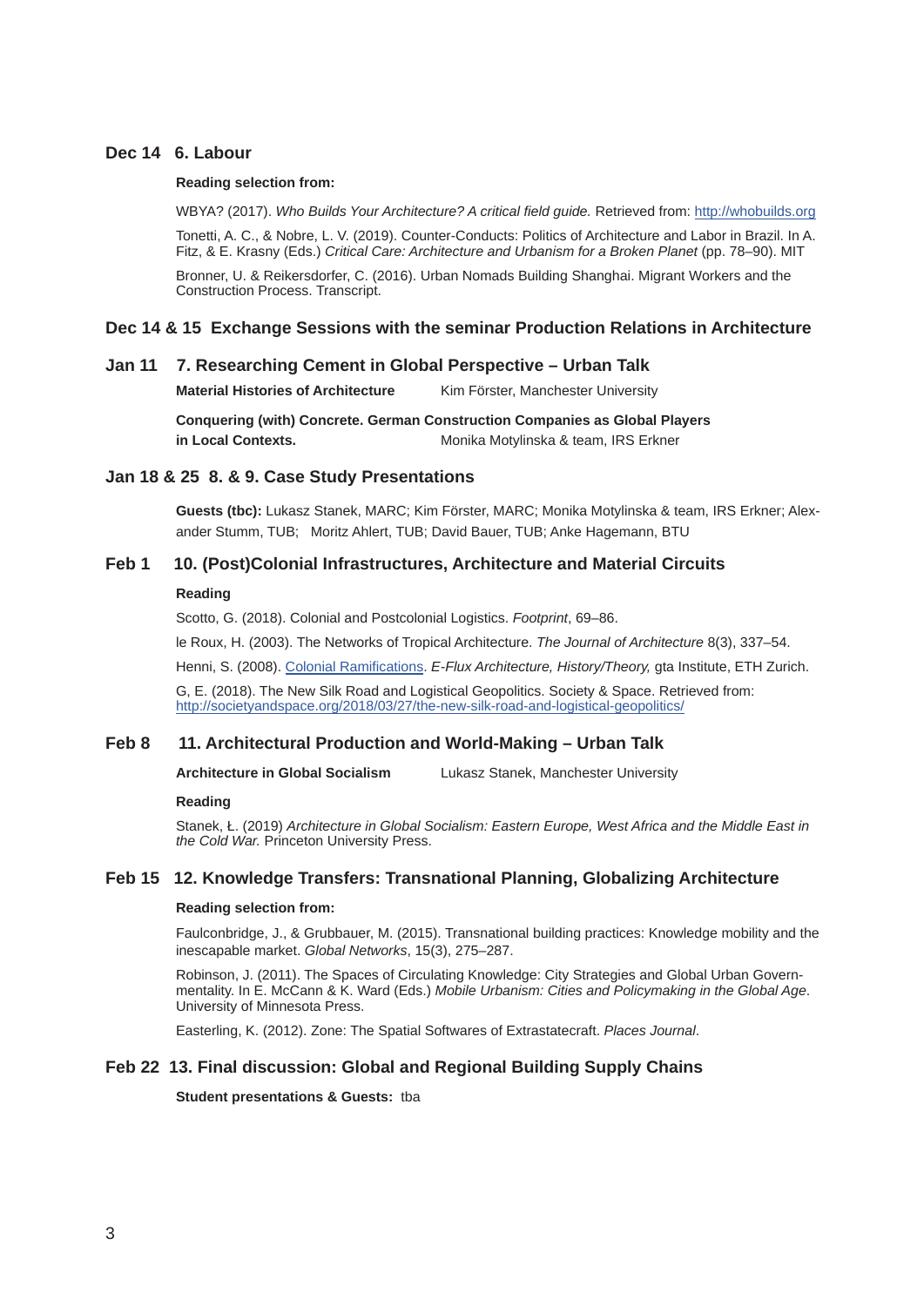## Dec 14 6. Labour

**Reading selection from:**

WBYA? (2017). *Who Builds Your Architecture? A critical field guide.* Retrieved from: http://whobuilds.org

Tonetti, A. C., & Nobre, L. V. (2019). Counter-Conducts: Politics of Architecture and Labor in Brazil. In A. Fitz, & E. Krasny (Eds.) *Critical Care: Architecture and Urbanism for a Broken Planet* (pp. 78–90). MIT

Bronner, U. & Reikersdorfer, C. (2016). Urban Nomads Building Shanghai. Migrant Workers and the Construction Process. Transcript.

## Dec 14 & 15 Exchange Sessions with the seminar Production Relations in Architecture

## Jan 11 7. Researching Cement in Global Perspective – Urban Talk

**Material Histories of Architecture** Kim Förster, Manchester University

**Conquering (with) Concrete. German Construction Companies as Global Players in Local Contexts.** Monika Motylinska & team, IRS Erkner

## Jan 18 & 25 8. & 9. Case Study Presentations

**Guests (tbc):** Lukasz Stanek, MARC; Kim Förster, MARC; Monika Motylinska & team, IRS Erkner; Alexander Stumm, TUB; Moritz Ahlert, TUB; David Bauer, TUB; Anke Hagemann, BTU

## Feb 1 10. (Post)Colonial Infrastructures, Architecture and Material Circuits

**Reading**

Scotto, G. (2018). Colonial and Postcolonial Logistics. *Footprint*, 69–86.

le Roux, H. (2003). The Networks of Tropical Architecture. *The Journal of Architecture* 8(3), 337–54.

Henni, S. (2008). Colonial Ramifications. *E-Flux Architecture, History/Theory,* gta Institute, ETH Zurich.

G, E. (2018). The New Silk Road and Logistical Geopolitics. Society & Space. Retrieved from: http://societyandspace.org/2018/03/27/the-new-silk-road-and-logistical-geopolitics/

## Feb 8 11. Architectural Production and World-Making – Urban Talk

**Architecture in Global Socialism** Lukasz Stanek, Manchester University

**Reading**

Stanek, Ł. (2019) *Architecture in Global Socialism: Eastern Europe, West Africa and the Middle East in the Cold War.* Princeton University Press.

## Feb 15 12. Knowledge Transfers: Transnational Planning, Globalizing Architecture

**Reading selection from:**

Faulconbridge, J., & Grubbauer, M. (2015). Transnational building practices: Knowledge mobility and the inescapable market. *Global Networks*, 15(3), 275–287.

Robinson, J. (2011). The Spaces of Circulating Knowledge: City Strategies and Global Urban Governmentality. In E. McCann & K. Ward (Eds.) *Mobile Urbanism: Cities and Policymaking in the Global Age*. University of Minnesota Press.

Easterling, K. (2012). Zone: The Spatial Softwares of Extrastatecraft. *Places Journal*.

## Feb 22 13. Final discussion: Global and Regional Building Supply Chains

**Student presentations & Guests:** tba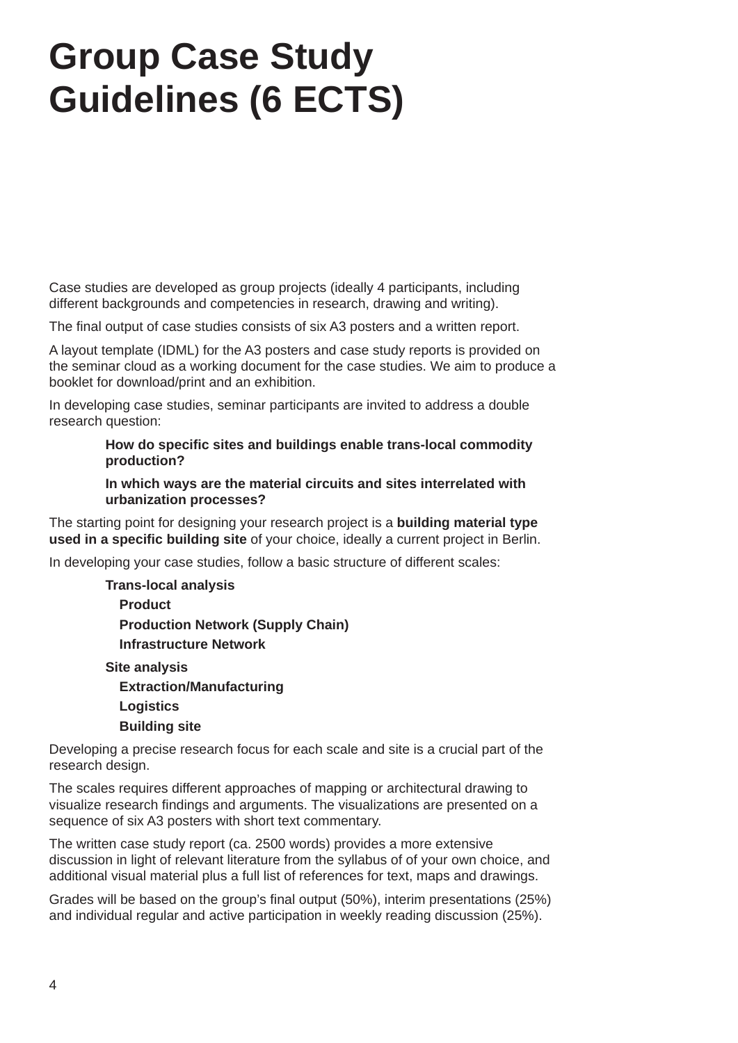# Group Case Study Guidelines (6 ECTS)

Case studies are developed as group projects (ideally 4 participants, including different backgrounds and competencies in research, drawing and writing).

The final output of case studies consists of six A3 posters and a written report.

A layout template (IDML) for the A3 posters and case study reports is provided on the seminar cloud as a working document for the case studies. We aim to produce a booklet for download/print and an exhibition.

In developing case studies, seminar participants are invited to address a double research question:

> **How do specific sites and buildings enable trans-local commodity production?**
>
> **In which ways are the material circuits and sites interrelated with urbanization processes?**

The starting point for designing your research project is a **building material type used in a specific building site** of your choice, ideally a current project in Berlin.

In developing your case studies, follow a basic structure of different scales:

- **Trans-local analysis**
  - **Product**
  - **Production Network (Supply Chain)**
  - **Infrastructure Network**
- **Site analysis**
  - **Extraction/Manufacturing**
  - **Logistics**
  - **Building site**

Developing a precise research focus for each scale and site is a crucial part of the research design.

The scales requires different approaches of mapping or architectural drawing to visualize research findings and arguments. The visualizations are presented on a sequence of six A3 posters with short text commentary.

The written case study report (ca. 2500 words) provides a more extensive discussion in light of relevant literature from the syllabus of of your own choice, and additional visual material plus a full list of references for text, maps and drawings.

Grades will be based on the group's final output (50%), interim presentations (25%) and individual regular and active participation in weekly reading discussion (25%).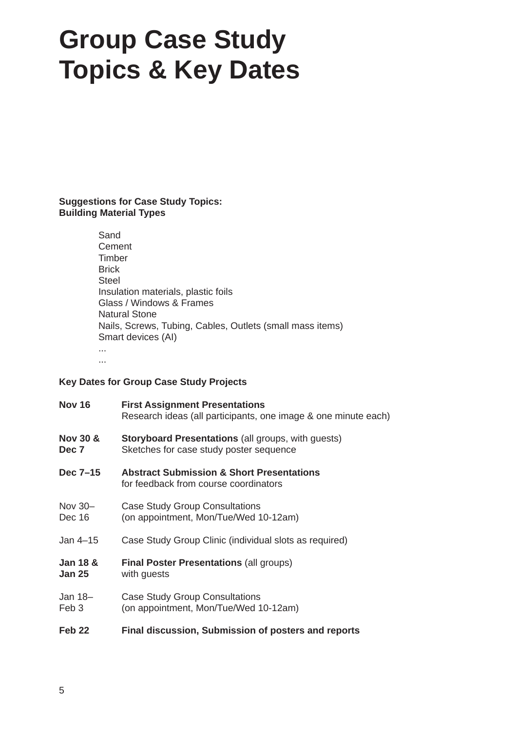# Group Case Study Topics & Key Dates

**Suggestions for Case Study Topics:**
**Building Material Types**

- Sand
- Cement
- Timber
- Brick
- Steel
- Insulation materials, plastic foils
- Glass / Windows & Frames
- Natural Stone
- Nails, Screws, Tubing, Cables, Outlets (small mass items)
- Smart devices (AI)
- ...
- ...

**Key Dates for Group Case Study Projects**

| | |
|---|---|
| **Nov 16** | **First Assignment Presentations** Research ideas (all participants, one image & one minute each) |
| **Nov 30 & Dec 7** | **Storyboard Presentations** (all groups, with guests) Sketches for case study poster sequence |
| **Dec 7–15** | **Abstract Submission & Short Presentations** for feedback from course coordinators |
| Nov 30– Dec 16 | Case Study Group Consultations (on appointment, Mon/Tue/Wed 10-12am) |
| Jan 4–15 | Case Study Group Clinic (individual slots as required) |
| **Jan 18 & Jan 25** | **Final Poster Presentations** (all groups) with guests |
| Jan 18– Feb 3 | Case Study Group Consultations (on appointment, Mon/Tue/Wed 10-12am) |
| **Feb 22** | **Final discussion, Submission of posters and reports** |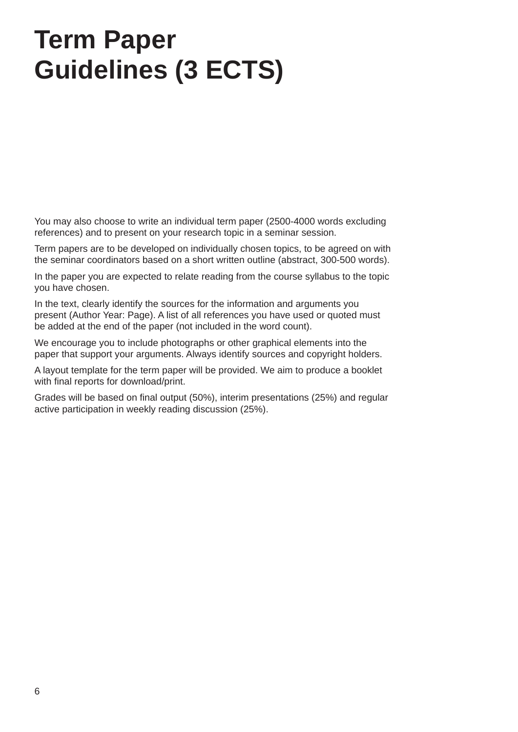# Term Paper Guidelines (3 ECTS)

You may also choose to write an individual term paper (2500-4000 words excluding references) and to present on your research topic in a seminar session.

Term papers are to be developed on individually chosen topics, to be agreed on with the seminar coordinators based on a short written outline (abstract, 300-500 words).

In the paper you are expected to relate reading from the course syllabus to the topic you have chosen.

In the text, clearly identify the sources for the information and arguments you present (Author Year: Page). A list of all references you have used or quoted must be added at the end of the paper (not included in the word count).

We encourage you to include photographs or other graphical elements into the paper that support your arguments. Always identify sources and copyright holders.

A layout template for the term paper will be provided. We aim to produce a booklet with final reports for download/print.

Grades will be based on final output (50%), interim presentations (25%) and regular active participation in weekly reading discussion (25%).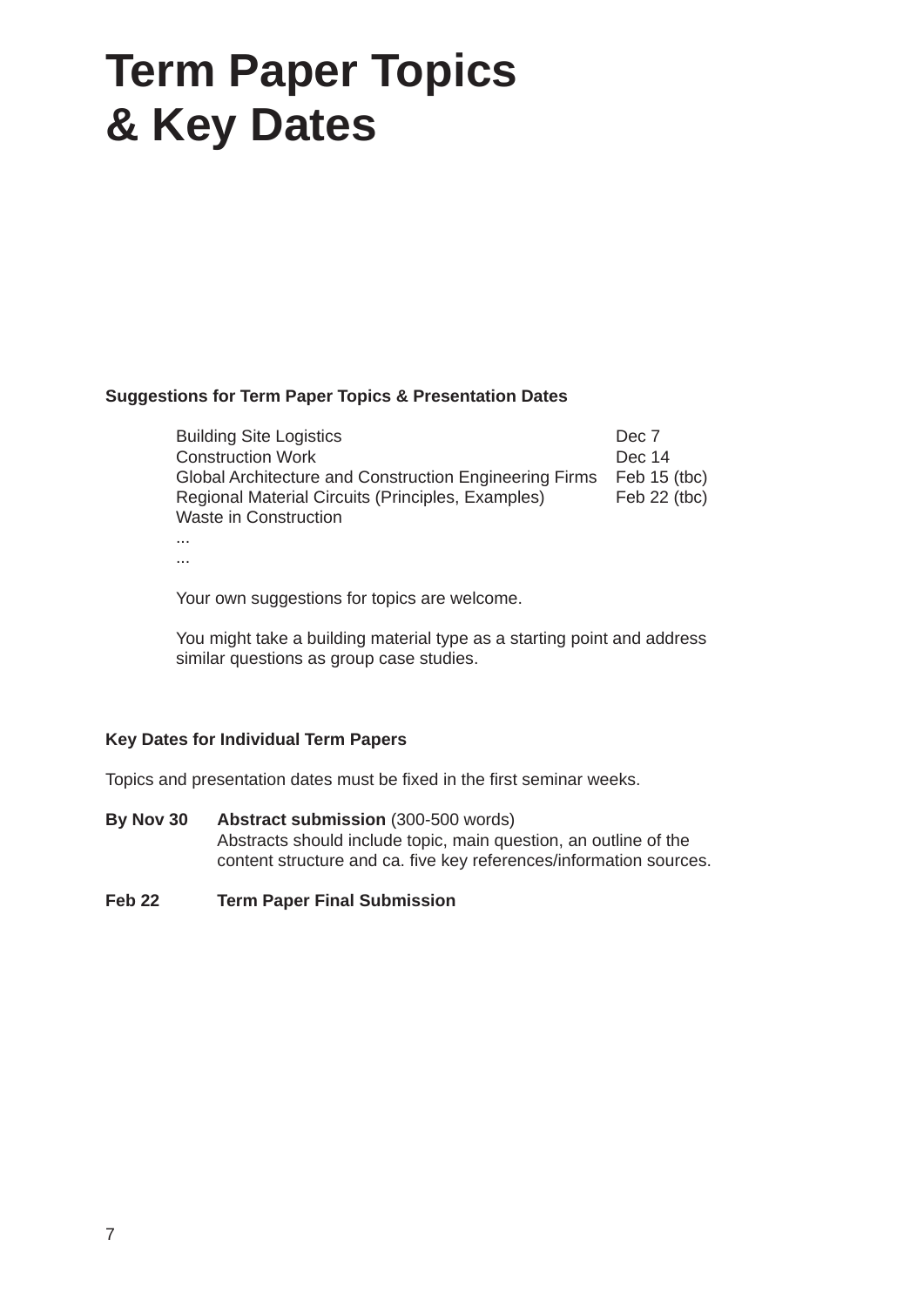# Term Paper Topics & Key Dates

**Suggestions for Term Paper Topics & Presentation Dates**

| | |
|---|---|
| Building Site Logistics | Dec 7 |
| Construction Work | Dec 14 |
| Global Architecture and Construction Engineering Firms | Feb 15 (tbc) |
| Regional Material Circuits (Principles, Examples) | Feb 22 (tbc) |
| Waste in Construction | |
| ... | |
| ... | |

Your own suggestions for topics are welcome.

You might take a building material type as a starting point and address similar questions as group case studies.

**Key Dates for Individual Term Papers**

Topics and presentation dates must be fixed in the first seminar weeks.

**By Nov 30** **Abstract submission** (300-500 words)
Abstracts should include topic, main question, an outline of the content structure and ca. five key references/information sources.

**Feb 22** **Term Paper Final Submission**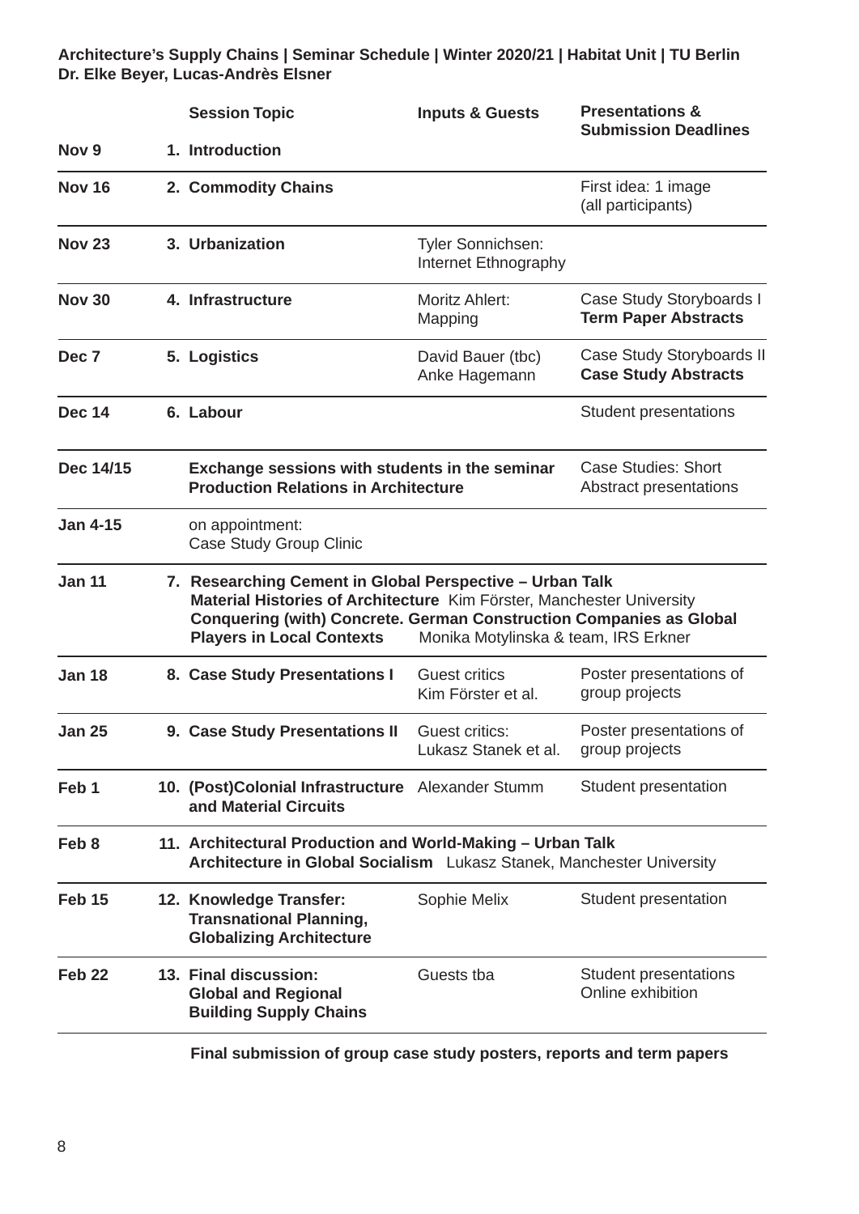**Architecture's Supply Chains | Seminar Schedule | Winter 2020/21 | Habitat Unit | TU Berlin**
**Dr. Elke Beyer, Lucas-Andrès Elsner**

| | Session Topic | Inputs & Guests | Presentations & Submission Deadlines |
|---|---|---|---|
| **Nov 9** | **1. Introduction** | | |
| **Nov 16** | **2. Commodity Chains** | | First idea: 1 image (all participants) |
| **Nov 23** | **3. Urbanization** | Tyler Sonnichsen: Internet Ethnography | |
| **Nov 30** | **4. Infrastructure** | Moritz Ahlert: Mapping | Case Study Storyboards I **Term Paper Abstracts** |
| **Dec 7** | **5. Logistics** | David Bauer (tbc) Anke Hagemann | Case Study Storyboards II **Case Study Abstracts** |
| **Dec 14** | **6. Labour** | | Student presentations |
| **Dec 14/15** | **Exchange sessions with students in the seminar Production Relations in Architecture** | | Case Studies: Short Abstract presentations |
| **Jan 4-15** | on appointment: Case Study Group Clinic | | |
| **Jan 11** | **7. Researching Cement in Global Perspective – Urban Talk** **Material Histories of Architecture** Kim Förster, Manchester University **Conquering (with) Concrete. German Construction Companies as Global Players in Local Contexts** | Monika Motylinska & team, IRS Erkner | |
| **Jan 18** | **8. Case Study Presentations I** | Guest critics Kim Förster et al. | Poster presentations of group projects |
| **Jan 25** | **9. Case Study Presentations II** | Guest critics: Lukasz Stanek et al. | Poster presentations of group projects |
| **Feb 1** | **10. (Post)Colonial Infrastructure and Material Circuits** | Alexander Stumm | Student presentation |
| **Feb 8** | **11. Architectural Production and World-Making – Urban Talk** **Architecture in Global Socialism** Lukasz Stanek, Manchester University | | |
| **Feb 15** | **12. Knowledge Transfer: Transnational Planning, Globalizing Architecture** | Sophie Melix | Student presentation |
| **Feb 22** | **13. Final discussion: Global and Regional Building Supply Chains** | Guests tba | Student presentations Online exhibition |

**Final submission of group case study posters, reports and term papers**